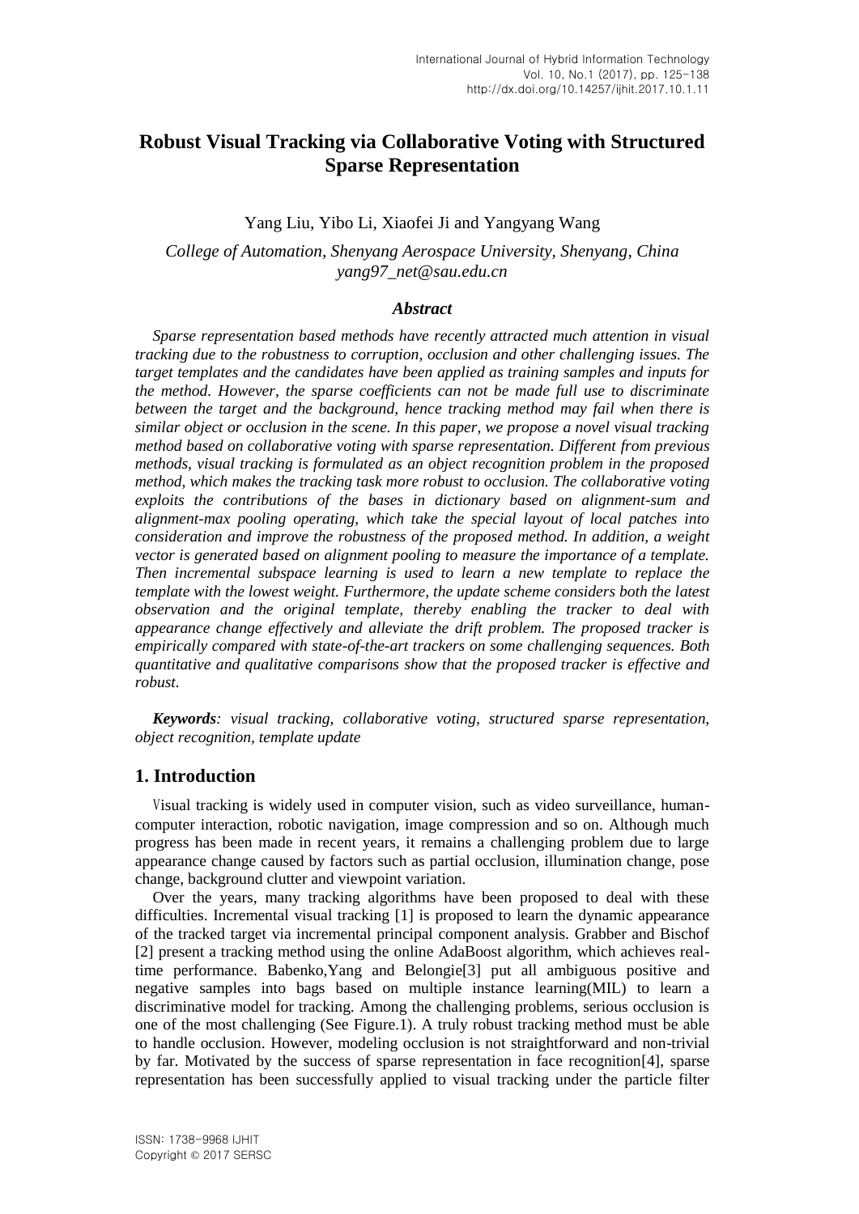# Robust Visual Tracking via Collaborative Voting with Structured Sparse Representation

Yang Liu, Yibo Li, Xiaofei Ji and Yangyang Wang

*College of Automation, Shenyang Aerospace University, Shenyang, China*
*yang97_net@sau.edu.cn*

### *Abstract*

*Sparse representation based methods have recently attracted much attention in visual tracking due to the robustness to corruption, occlusion and other challenging issues. The target templates and the candidates have been applied as training samples and inputs for the method. However, the sparse coefficients can not be made full use to discriminate between the target and the background, hence tracking method may fail when there is similar object or occlusion in the scene. In this paper, we propose a novel visual tracking method based on collaborative voting with sparse representation. Different from previous methods, visual tracking is formulated as an object recognition problem in the proposed method, which makes the tracking task more robust to occlusion. The collaborative voting exploits the contributions of the bases in dictionary based on alignment-sum and alignment-max pooling operating, which take the special layout of local patches into consideration and improve the robustness of the proposed method. In addition, a weight vector is generated based on alignment pooling to measure the importance of a template. Then incremental subspace learning is used to learn a new template to replace the template with the lowest weight. Furthermore, the update scheme considers both the latest observation and the original template, thereby enabling the tracker to deal with appearance change effectively and alleviate the drift problem. The proposed tracker is empirically compared with state-of-the-art trackers on some challenging sequences. Both quantitative and qualitative comparisons show that the proposed tracker is effective and robust.*

***Keywords**: visual tracking, collaborative voting, structured sparse representation, object recognition, template update*

## 1. Introduction

Visual tracking is widely used in computer vision, such as video surveillance, human-computer interaction, robotic navigation, image compression and so on. Although much progress has been made in recent years, it remains a challenging problem due to large appearance change caused by factors such as partial occlusion, illumination change, pose change, background clutter and viewpoint variation.

Over the years, many tracking algorithms have been proposed to deal with these difficulties. Incremental visual tracking [1] is proposed to learn the dynamic appearance of the tracked target via incremental principal component analysis. Grabber and Bischof [2] present a tracking method using the online AdaBoost algorithm, which achieves real-time performance. Babenko,Yang and Belongie[3] put all ambiguous positive and negative samples into bags based on multiple instance learning(MIL) to learn a discriminative model for tracking. Among the challenging problems, serious occlusion is one of the most challenging (See Figure.1). A truly robust tracking method must be able to handle occlusion. However, modeling occlusion is not straightforward and non-trivial by far. Motivated by the success of sparse representation in face recognition[4], sparse representation has been successfully applied to visual tracking under the particle filter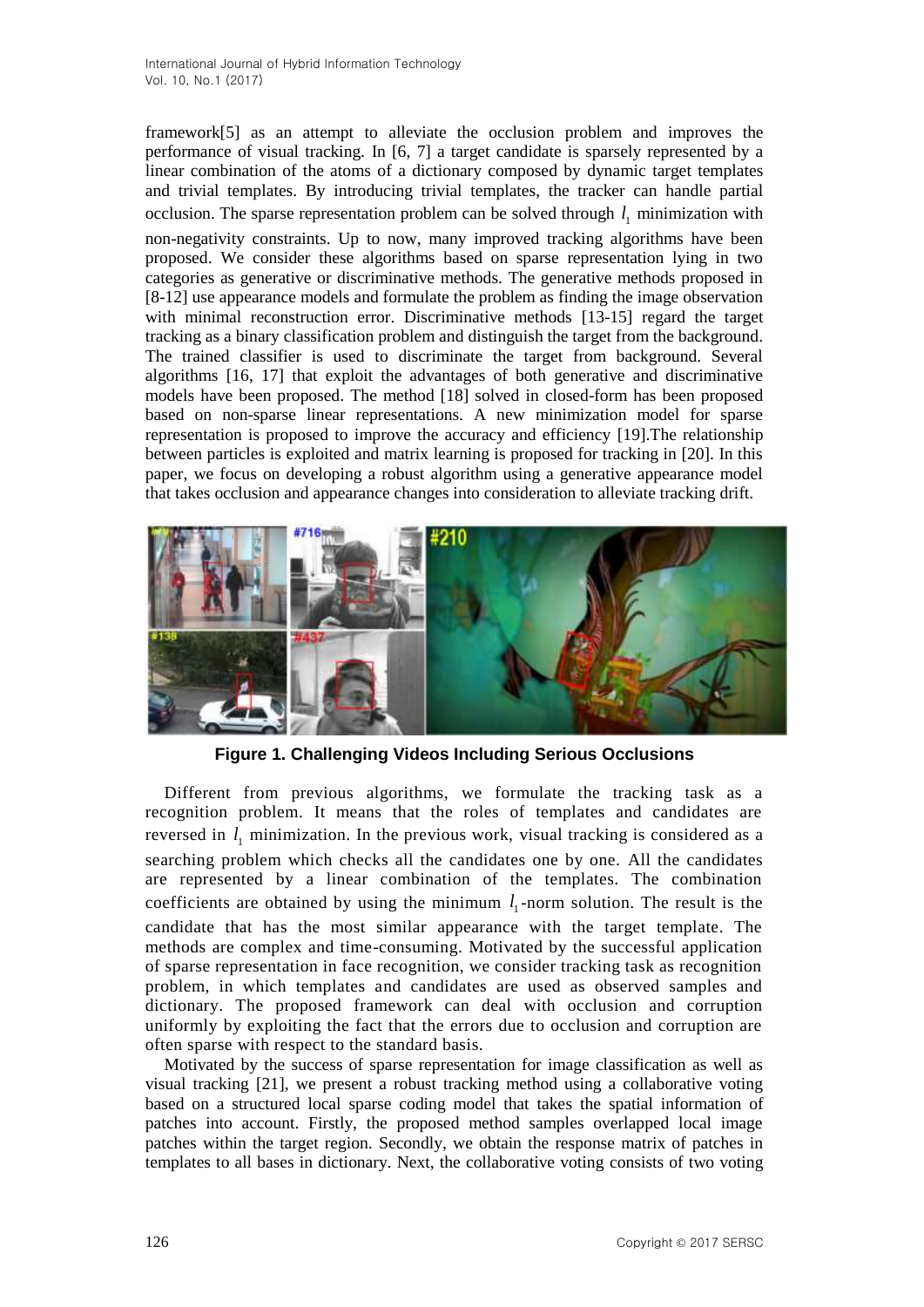framework[5] as an attempt to alleviate the occlusion problem and improves the performance of visual tracking. In [6, 7] a target candidate is sparsely represented by a linear combination of the atoms of a dictionary composed by dynamic target templates and trivial templates. By introducing trivial templates, the tracker can handle partial occlusion. The sparse representation problem can be solved through $l_1$ minimization with non-negativity constraints. Up to now, many improved tracking algorithms have been proposed. We consider these algorithms based on sparse representation lying in two categories as generative or discriminative methods. The generative methods proposed in [8-12] use appearance models and formulate the problem as finding the image observation with minimal reconstruction error. Discriminative methods [13-15] regard the target tracking as a binary classification problem and distinguish the target from the background. The trained classifier is used to discriminate the target from background. Several algorithms [16, 17] that exploit the advantages of both generative and discriminative models have been proposed. The method [18] solved in closed-form has been proposed based on non-sparse linear representations. A new minimization model for sparse representation is proposed to improve the accuracy and efficiency [19].The relationship between particles is exploited and matrix learning is proposed for tracking in [20]. In this paper, we focus on developing a robust algorithm using a generative appearance model that takes occlusion and appearance changes into consideration to alleviate tracking drift.

**Figure 1. Challenging Videos Including Serious Occlusions**

Different from previous algorithms, we formulate the tracking task as a recognition problem. It means that the roles of templates and candidates are reversed in $l_1$ minimization. In the previous work, visual tracking is considered as a searching problem which checks all the candidates one by one. All the candidates are represented by a linear combination of the templates. The combination coefficients are obtained by using the minimum $l_1$-norm solution. The result is the candidate that has the most similar appearance with the target template. The methods are complex and time-consuming. Motivated by the successful application of sparse representation in face recognition, we consider tracking task as recognition problem, in which templates and candidates are used as observed samples and dictionary. The proposed framework can deal with occlusion and corruption uniformly by exploiting the fact that the errors due to occlusion and corruption are often sparse with respect to the standard basis.

Motivated by the success of sparse representation for image classification as well as visual tracking [21], we present a robust tracking method using a collaborative voting based on a structured local sparse coding model that takes the spatial information of patches into account. Firstly, the proposed method samples overlapped local image patches within the target region. Secondly, we obtain the response matrix of patches in templates to all bases in dictionary. Next, the collaborative voting consists of two voting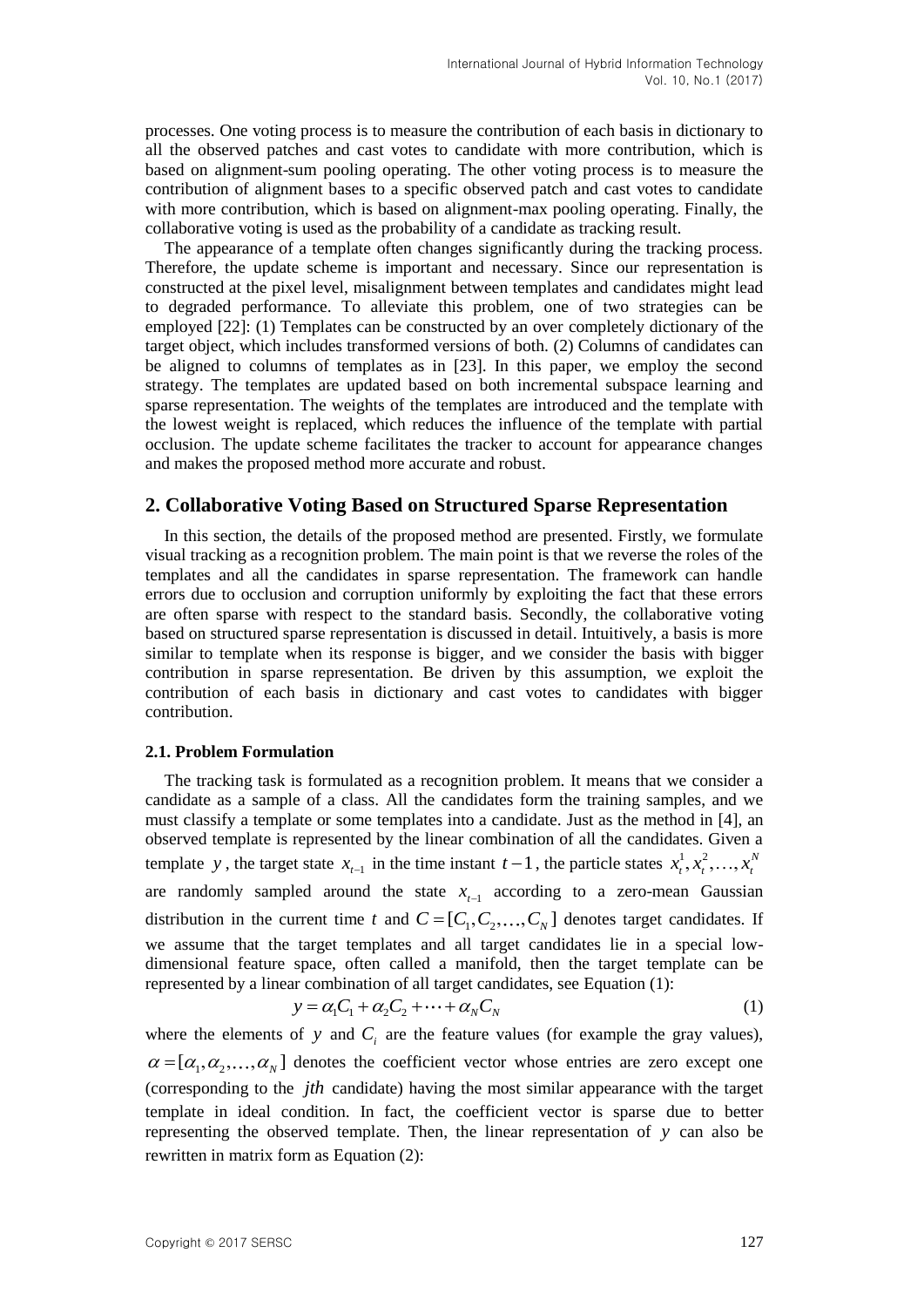processes. One voting process is to measure the contribution of each basis in dictionary to all the observed patches and cast votes to candidate with more contribution, which is based on alignment-sum pooling operating. The other voting process is to measure the contribution of alignment bases to a specific observed patch and cast votes to candidate with more contribution, which is based on alignment-max pooling operating. Finally, the collaborative voting is used as the probability of a candidate as tracking result.

The appearance of a template often changes significantly during the tracking process. Therefore, the update scheme is important and necessary. Since our representation is constructed at the pixel level, misalignment between templates and candidates might lead to degraded performance. To alleviate this problem, one of two strategies can be employed [22]: (1) Templates can be constructed by an over completely dictionary of the target object, which includes transformed versions of both. (2) Columns of candidates can be aligned to columns of templates as in [23]. In this paper, we employ the second strategy. The templates are updated based on both incremental subspace learning and sparse representation. The weights of the templates are introduced and the template with the lowest weight is replaced, which reduces the influence of the template with partial occlusion. The update scheme facilitates the tracker to account for appearance changes and makes the proposed method more accurate and robust.

## 2. Collaborative Voting Based on Structured Sparse Representation

In this section, the details of the proposed method are presented. Firstly, we formulate visual tracking as a recognition problem. The main point is that we reverse the roles of the templates and all the candidates in sparse representation. The framework can handle errors due to occlusion and corruption uniformly by exploiting the fact that these errors are often sparse with respect to the standard basis. Secondly, the collaborative voting based on structured sparse representation is discussed in detail. Intuitively, a basis is more similar to template when its response is bigger, and we consider the basis with bigger contribution in sparse representation. Be driven by this assumption, we exploit the contribution of each basis in dictionary and cast votes to candidates with bigger contribution.

### 2.1. Problem Formulation

The tracking task is formulated as a recognition problem. It means that we consider a candidate as a sample of a class. All the candidates form the training samples, and we must classify a template or some templates into a candidate. Just as the method in [4], an observed template is represented by the linear combination of all the candidates. Given a template $y$, the target state $x_{t-1}$ in the time instant $t-1$, the particle states $x_t^1, x_t^2, \ldots, x_t^N$ are randomly sampled around the state $x_{t-1}$ according to a zero-mean Gaussian distribution in the current time $t$ and $C=[C_1, C_2, \ldots, C_N]$ denotes target candidates. If we assume that the target templates and all target candidates lie in a special low-dimensional feature space, often called a manifold, then the target template can be represented by a linear combination of all target candidates, see Equation (1):

$$y = \alpha_1 C_1 + \alpha_2 C_2 + \cdots + \alpha_N C_N \tag{1}$$

where the elements of $y$ and $C_i$ are the feature values (for example the gray values), $\alpha = [\alpha_1, \alpha_2, \ldots, \alpha_N]$ denotes the coefficient vector whose entries are zero except one (corresponding to the $jth$ candidate) having the most similar appearance with the target template in ideal condition. In fact, the coefficient vector is sparse due to better representing the observed template. Then, the linear representation of $y$ can also be rewritten in matrix form as Equation (2):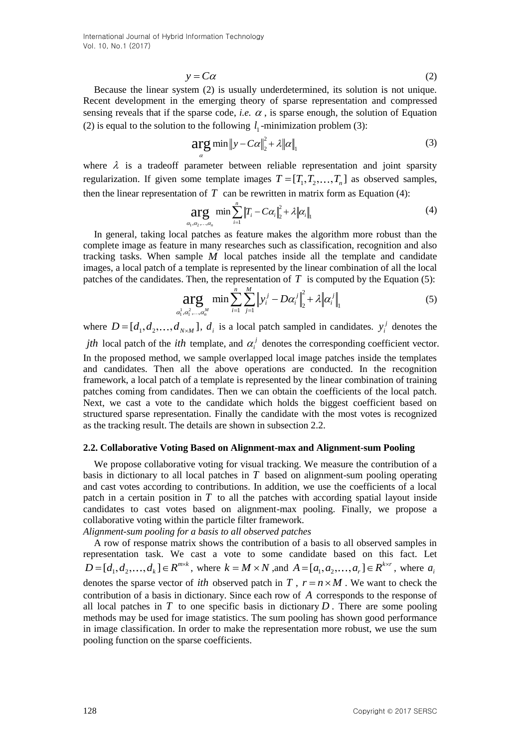$$y = C\alpha \tag{2}$$

Because the linear system (2) is usually underdetermined, its solution is not unique. Recent development in the emerging theory of sparse representation and compressed sensing reveals that if the sparse code, *i.e.* $\alpha$, is sparse enough, the solution of Equation (2) is equal to the solution to the following $l_1$-minimization problem (3):

$$\arg_{\alpha} \min \|y - C\alpha\|_2^2 + \lambda \|\alpha\|_1 \tag{3}$$

where $\lambda$ is a tradeoff parameter between reliable representation and joint sparsity regularization. If given some template images $T = [T_1, T_2, \ldots, T_n]$ as observed samples, then the linear representation of $T$ can be rewritten in matrix form as Equation (4):

$$\arg_{\alpha_1, \alpha_2, \ldots, \alpha_n} \min \sum_{i=1}^{n} \|T_i - C\alpha_i\|_2^2 + \lambda \|\alpha_i\|_1 \tag{4}$$

In general, taking local patches as feature makes the algorithm more robust than the complete image as feature in many researches such as classification, recognition and also tracking tasks. When sample $M$ local patches inside all the template and candidate images, a local patch of a template is represented by the linear combination of all the local patches of the candidates. Then, the representation of $T$ is computed by the Equation (5):

$$\arg_{\alpha_1^1, \alpha_1^2, \ldots, \alpha_n^M} \min \sum_{i=1}^{n} \sum_{j=1}^{M} \left\| y_i^j - D\alpha_i^j \right\|_2^2 + \lambda \left\| \alpha_i^j \right\|_1 \tag{5}$$

where $D = [d_1, d_2, \ldots, d_{N \times M}]$, $d_i$ is a local patch sampled in candidates. $y_i^j$ denotes the $jth$ local patch of the $ith$ template, and $\alpha_i^j$ denotes the corresponding coefficient vector. In the proposed method, we sample overlapped local image patches inside the templates and candidates. Then all the above operations are conducted. In the recognition framework, a local patch of a template is represented by the linear combination of training patches coming from candidates. Then we can obtain the coefficients of the local patch. Next, we cast a vote to the candidate which holds the biggest coefficient based on structured sparse representation. Finally the candidate with the most votes is recognized as the tracking result. The details are shown in subsection 2.2.

### 2.2. Collaborative Voting Based on Alignment-max and Alignment-sum Pooling

We propose collaborative voting for visual tracking. We measure the contribution of a basis in dictionary to all local patches in $T$ based on alignment-sum pooling operating and cast votes according to contributions. In addition, we use the coefficients of a local patch in a certain position in $T$ to all the patches with according spatial layout inside candidates to cast votes based on alignment-max pooling. Finally, we propose a collaborative voting within the particle filter framework.

*Alignment-sum pooling for a basis to all observed patches*

A row of response matrix shows the contribution of a basis to all observed samples in representation task. We cast a vote to some candidate based on this fact. Let $D = [d_1, d_2, \ldots, d_k] \in R^{m \times k}$, where $k = M \times N$, and $A = [a_1, a_2, \ldots, a_r] \in R^{k \times r}$, where $a_i$ denotes the sparse vector of $ith$ observed patch in $T$, $r = n \times M$. We want to check the contribution of a basis in dictionary. Since each row of $A$ corresponds to the response of all local patches in $T$ to one specific basis in dictionary $D$. There are some pooling methods may be used for image statistics. The sum pooling has shown good performance in image classification. In order to make the representation more robust, we use the sum pooling function on the sparse coefficients.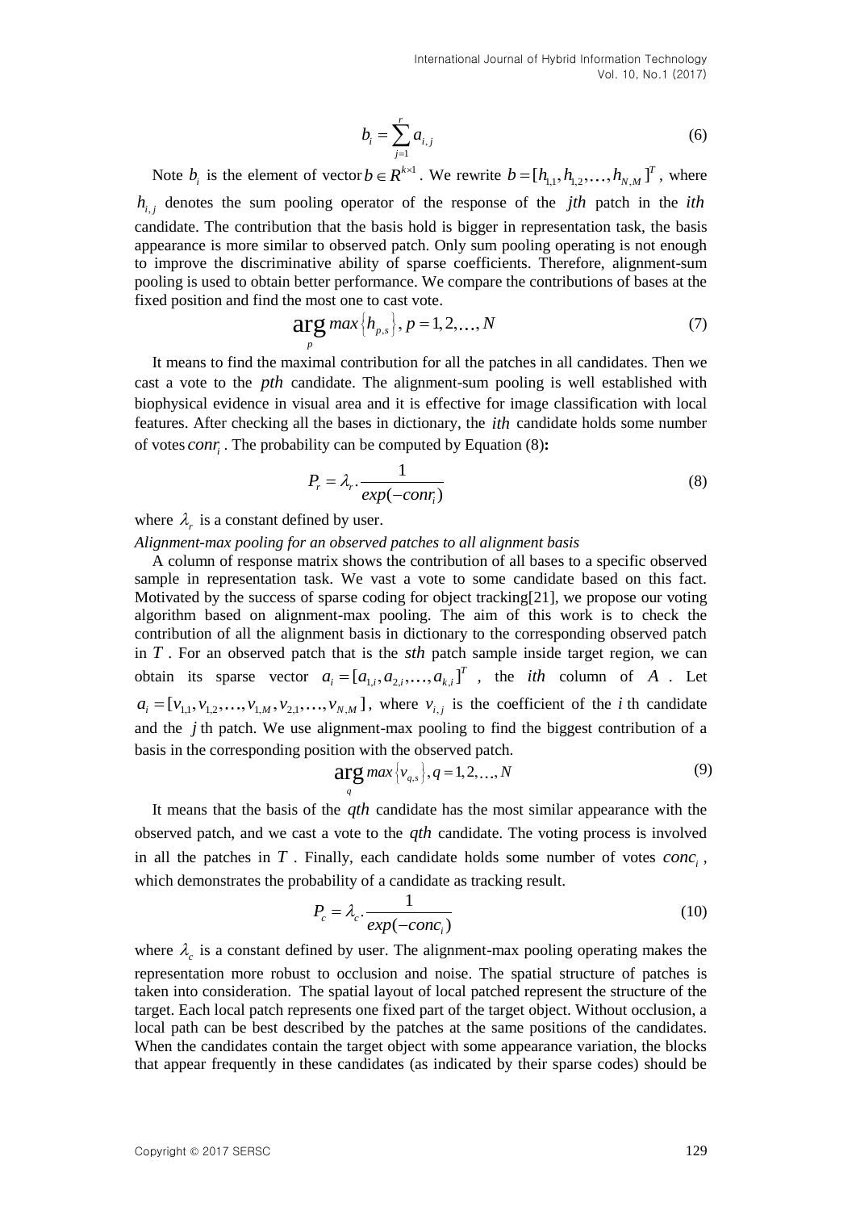$$b_i = \sum_{j=1}^{r} a_{i,j} \tag{6}$$

Note $b_i$ is the element of vector $b \in R^{k \times 1}$. We rewrite $b = [h_{1,1}, h_{1,2}, \ldots, h_{N,M}]^T$, where $h_{i,j}$ denotes the sum pooling operator of the response of the $jth$ patch in the $ith$ candidate. The contribution that the basis hold is bigger in representation task, the basis appearance is more similar to observed patch. Only sum pooling operating is not enough to improve the discriminative ability of sparse coefficients. Therefore, alignment-sum pooling is used to obtain better performance. We compare the contributions of bases at the fixed position and find the most one to cast vote.

$$\arg_p max\{h_{p,s}\}, p = 1, 2, \ldots, N \tag{7}$$

It means to find the maximal contribution for all the patches in all candidates. Then we cast a vote to the $pth$ candidate. The alignment-sum pooling is well established with biophysical evidence in visual area and it is effective for image classification with local features. After checking all the bases in dictionary, the $ith$ candidate holds some number of votes $conr_i$. The probability can be computed by Equation (8)**:**

$$P_r = \lambda_r \cdot \frac{1}{exp(-conr_i)} \tag{8}$$

where $\lambda_r$ is a constant defined by user.

*Alignment-max pooling for an observed patches to all alignment basis*

A column of response matrix shows the contribution of all bases to a specific observed sample in representation task. We vast a vote to some candidate based on this fact. Motivated by the success of sparse coding for object tracking[21], we propose our voting algorithm based on alignment-max pooling. The aim of this work is to check the contribution of all the alignment basis in dictionary to the corresponding observed patch in $T$. For an observed patch that is the $sth$ patch sample inside target region, we can obtain its sparse vector $a_i = [a_{1,i}, a_{2,i}, \ldots, a_{k,i}]^T$, the $ith$ column of $A$. Let $a_i = [v_{1,1}, v_{1,2}, \ldots, v_{1,M}, v_{2,1}, \ldots, v_{N,M}]$, where $v_{i,j}$ is the coefficient of the $i$ th candidate and the $j$ th patch. We use alignment-max pooling to find the biggest contribution of a basis in the corresponding position with the observed patch.

$$\arg_q max\{v_{q,s}\}, q = 1, 2, \ldots, N \tag{9}$$

It means that the basis of the $qth$ candidate has the most similar appearance with the observed patch, and we cast a vote to the $qth$ candidate. The voting process is involved in all the patches in $T$. Finally, each candidate holds some number of votes $conc_i$, which demonstrates the probability of a candidate as tracking result.

$$P_c = \lambda_c \cdot \frac{1}{exp(-conc_i)} \tag{10}$$

where $\lambda_c$ is a constant defined by user. The alignment-max pooling operating makes the representation more robust to occlusion and noise. The spatial structure of patches is taken into consideration. The spatial layout of local patched represent the structure of the target. Each local patch represents one fixed part of the target object. Without occlusion, a local path can be best described by the patches at the same positions of the candidates. When the candidates contain the target object with some appearance variation, the blocks that appear frequently in these candidates (as indicated by their sparse codes) should be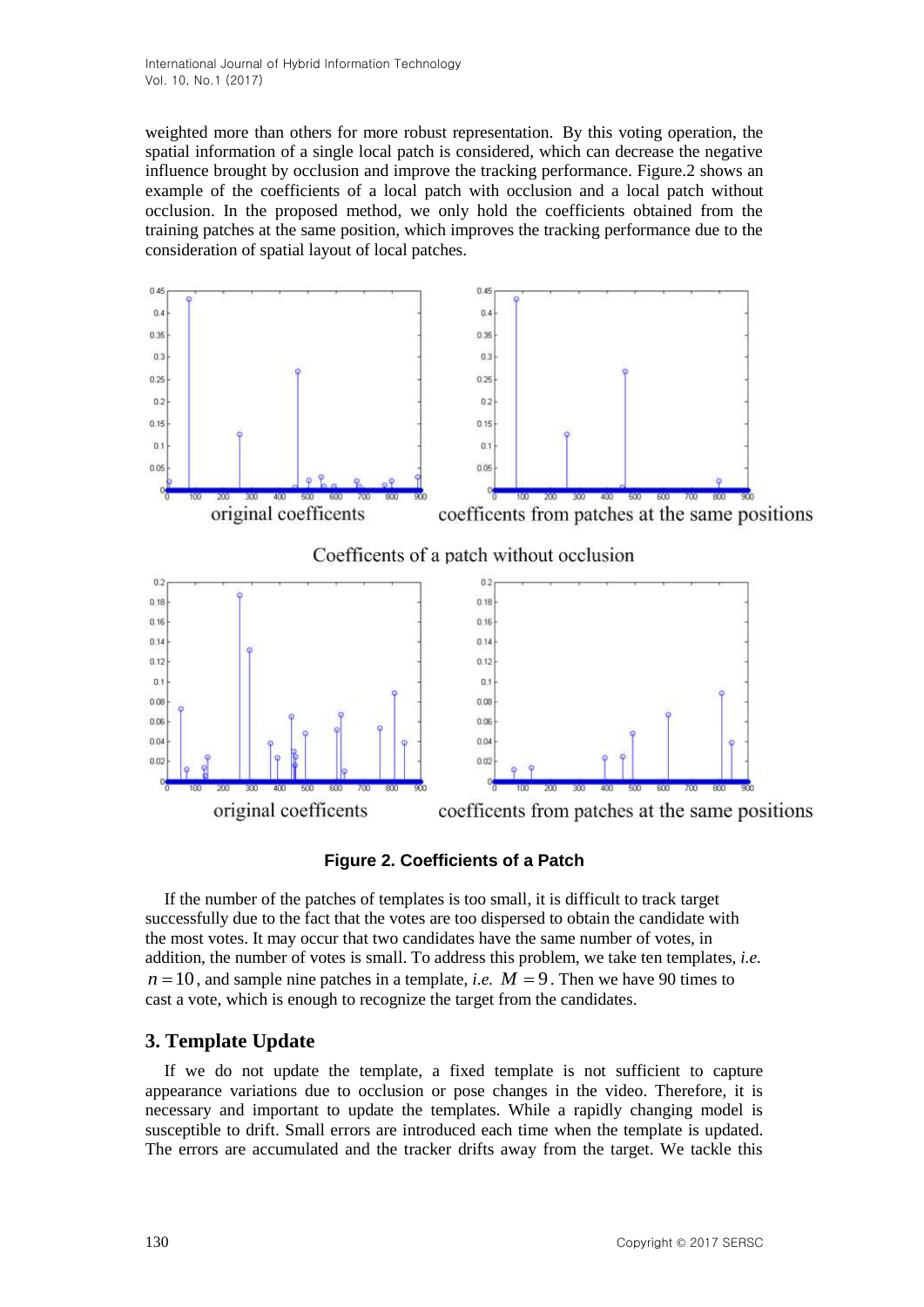weighted more than others for more robust representation. By this voting operation, the spatial information of a single local patch is considered, which can decrease the negative influence brought by occlusion and improve the tracking performance. Figure.2 shows an example of the coefficients of a local patch with occlusion and a local patch without occlusion. In the proposed method, we only hold the coefficients obtained from the training patches at the same position, which improves the tracking performance due to the consideration of spatial layout of local patches.

original coefficents

coefficents from patches at the same positions

Coefficents of a patch without occlusion

original coefficents

coefficents from patches at the same positions

**Figure 2. Coefficients of a Patch**

If the number of the patches of templates is too small, it is difficult to track target successfully due to the fact that the votes are too dispersed to obtain the candidate with the most votes. It may occur that two candidates have the same number of votes, in addition, the number of votes is small. To address this problem, we take ten templates, *i.e.* $n = 10$, and sample nine patches in a template, *i.e.* $M = 9$. Then we have 90 times to cast a vote, which is enough to recognize the target from the candidates.

## 3. Template Update

If we do not update the template, a fixed template is not sufficient to capture appearance variations due to occlusion or pose changes in the video. Therefore, it is necessary and important to update the templates. While a rapidly changing model is susceptible to drift. Small errors are introduced each time when the template is updated. The errors are accumulated and the tracker drifts away from the target. We tackle this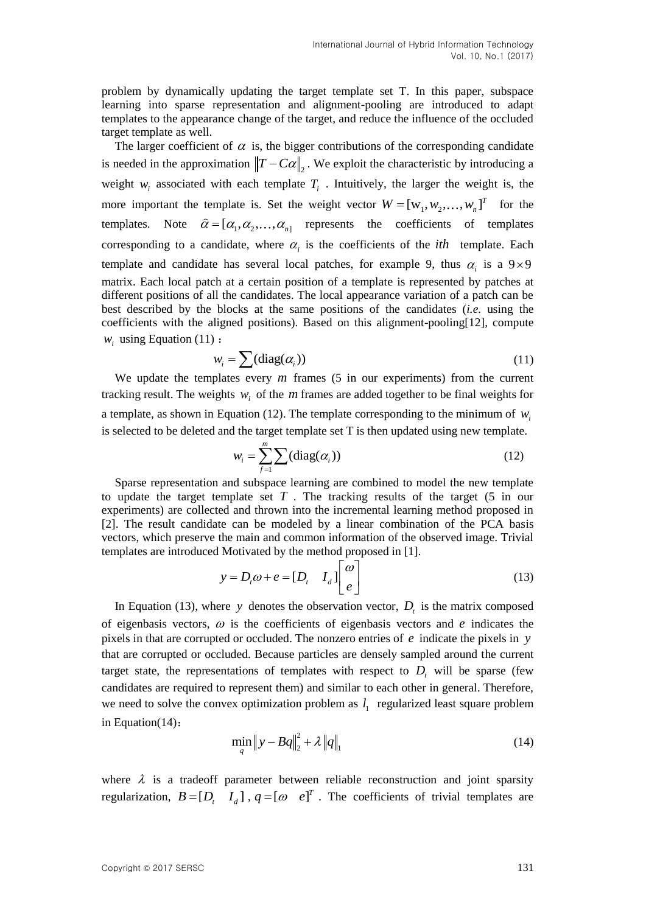problem by dynamically updating the target template set T. In this paper, subspace learning into sparse representation and alignment-pooling are introduced to adapt templates to the appearance change of the target, and reduce the influence of the occluded target template as well.

The larger coefficient of $\alpha$ is, the bigger contributions of the corresponding candidate is needed in the approximation $\|T - C\alpha\|_2$. We exploit the characteristic by introducing a weight $w_i$ associated with each template $T_i$. Intuitively, the larger the weight is, the more important the template is. Set the weight vector $W = [\mathrm{w}_1, w_2, \ldots, w_n]^T$ for the templates. Note $\hat{\alpha} = [\alpha_1, \alpha_2, \ldots, \alpha_{n]}$ represents the coefficients of templates corresponding to a candidate, where $\alpha_i$ is the coefficients of the $ith$ template. Each template and candidate has several local patches, for example 9, thus $\alpha_i$ is a $9 \times 9$ matrix. Each local patch at a certain position of a template is represented by patches at different positions of all the candidates. The local appearance variation of a patch can be best described by the blocks at the same positions of the candidates (*i.e.* using the coefficients with the aligned positions). Based on this alignment-pooling[12], compute $w_i$ using Equation (11)：

$$w_i = \sum (\mathrm{diag}(\alpha_i)) \tag{11}$$

We update the templates every $m$ frames (5 in our experiments) from the current tracking result. The weights $w_i$ of the $m$ frames are added together to be final weights for a template, as shown in Equation (12). The template corresponding to the minimum of $w_i$ is selected to be deleted and the target template set T is then updated using new template.

$$w_i = \sum_{f=1}^{m} \sum (\mathrm{diag}(\alpha_i)) \tag{12}$$

Sparse representation and subspace learning are combined to model the new template to update the target template set $T$. The tracking results of the target (5 in our experiments) are collected and thrown into the incremental learning method proposed in [2]. The result candidate can be modeled by a linear combination of the PCA basis vectors, which preserve the main and common information of the observed image. Trivial templates are introduced Motivated by the method proposed in [1].

$$y = D_t\omega + e = [D_t \quad I_d]\begin{bmatrix} \omega \\ e \end{bmatrix} \tag{13}$$

In Equation (13), where $y$ denotes the observation vector, $D_t$ is the matrix composed of eigenbasis vectors, $\omega$ is the coefficients of eigenbasis vectors and $e$ indicates the pixels in that are corrupted or occluded. The nonzero entries of $e$ indicate the pixels in $y$ that are corrupted or occluded. Because particles are densely sampled around the current target state, the representations of templates with respect to $D_t$ will be sparse (few candidates are required to represent them) and similar to each other in general. Therefore, we need to solve the convex optimization problem as $l_1$ regularized least square problem in Equation(14)：

$$\min_q \|y - Bq\|_2^2 + \lambda \|q\|_1 \tag{14}$$

where $\lambda$ is a tradeoff parameter between reliable reconstruction and joint sparsity regularization, $B = [D_t \quad I_d]$, $q = [\omega \quad e]^T$. The coefficients of trivial templates are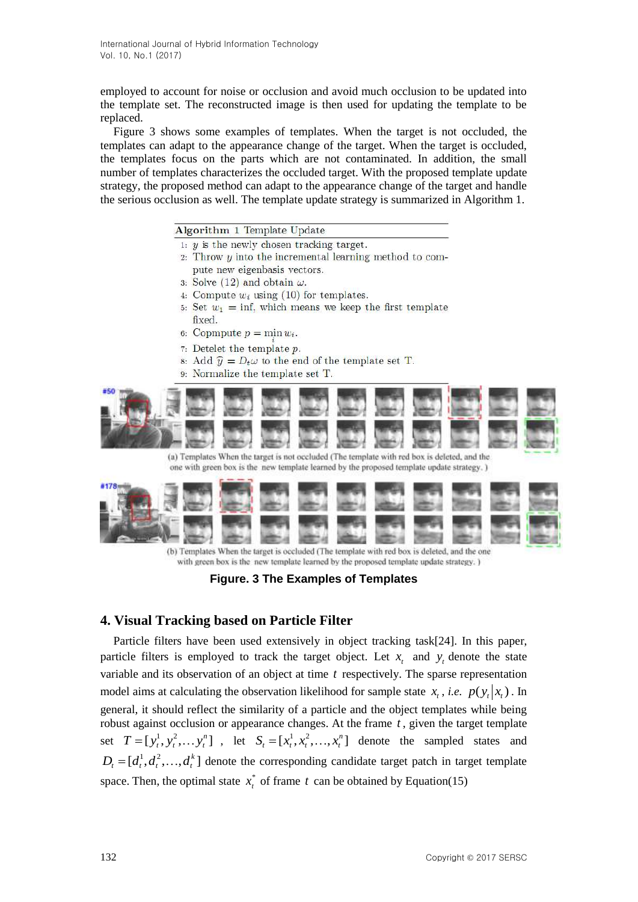employed to account for noise or occlusion and avoid much occlusion to be updated into the template set. The reconstructed image is then used for updating the template to be replaced.

Figure 3 shows some examples of templates. When the target is not occluded, the templates can adapt to the appearance change of the target. When the target is occluded, the templates focus on the parts which are not contaminated. In addition, the small number of templates characterizes the occluded target. With the proposed template update strategy, the proposed method can adapt to the appearance change of the target and handle the serious occlusion as well. The template update strategy is summarized in Algorithm 1.

**Algorithm 1** Template Update

1: $y$ is the newly chosen tracking target.
2: Throw $y$ into the incremental learning method to compute new eigenbasis vectors.
3: Solve (12) and obtain $\omega$.
4: Compute $w_i$ using (10) for templates.
5: Set $w_1$ = inf, which means we keep the first template fixed.
6: Copmpute $p = \min_i w_i$.
7: Detelet the template $p$.
8: Add $\hat{y} = D_t\omega$ to the end of the template set T.
9: Normalize the template set T.

#50

(a) Templates When the target is not occluded (The template with red box is deleted, and the one with green box is the new template learned by the proposed template update strategy. )

#178

(b) Templates When the target is occluded (The template with red box is deleted, and the one with green box is the new template learned by the proposed template update strategy. )

**Figure. 3 The Examples of Templates**

## 4. Visual Tracking based on Particle Filter

Particle filters have been used extensively in object tracking task[24]. In this paper, particle filters is employed to track the target object. Let $x_t$ and $y_t$ denote the state variable and its observation of an object at time $t$ respectively. The sparse representation model aims at calculating the observation likelihood for sample state $x_t$, *i.e.* $p(y_t|x_t)$. In general, it should reflect the similarity of a particle and the object templates while being robust against occlusion or appearance changes. At the frame $t$, given the target template set $T = [y_t^1, y_t^2, \dots y_t^n]$, let $S_t = [x_t^1, x_t^2, \dots, x_t^n]$ denote the sampled states and $D_t = [d_t^1, d_t^2, \dots, d_t^k]$ denote the corresponding candidate target patch in target template space. Then, the optimal state $x_t^*$ of frame $t$ can be obtained by Equation(15)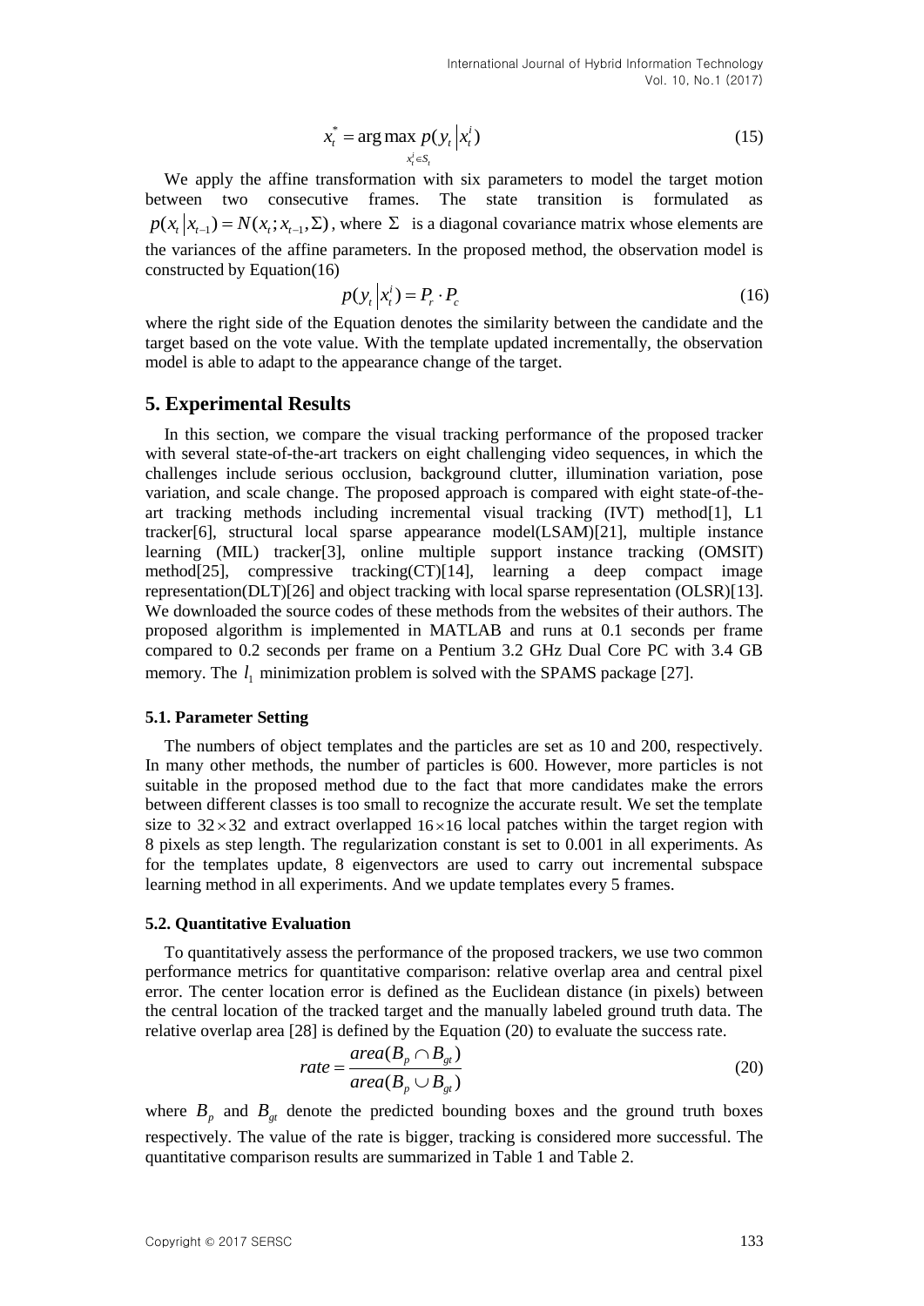$$x_t^* = \arg\max_{x_t^i \in S_t} p(y_t | x_t^i) \tag{15}$$

We apply the affine transformation with six parameters to model the target motion between two consecutive frames. The state transition is formulated as $p(x_t | x_{t-1}) = N(x_t; x_{t-1}, \Sigma)$, where $\Sigma$ is a diagonal covariance matrix whose elements are the variances of the affine parameters. In the proposed method, the observation model is constructed by Equation(16)

$$p(y_t | x_t^i) = P_r \cdot P_c \tag{16}$$

where the right side of the Equation denotes the similarity between the candidate and the target based on the vote value. With the template updated incrementally, the observation model is able to adapt to the appearance change of the target.

## 5. Experimental Results

In this section, we compare the visual tracking performance of the proposed tracker with several state-of-the-art trackers on eight challenging video sequences, in which the challenges include serious occlusion, background clutter, illumination variation, pose variation, and scale change. The proposed approach is compared with eight state-of-the-art tracking methods including incremental visual tracking (IVT) method[1], L1 tracker[6], structural local sparse appearance model(LSAM)[21], multiple instance learning (MIL) tracker[3], online multiple support instance tracking (OMSIT) method[25], compressive tracking(CT)[14], learning a deep compact image representation(DLT)[26] and object tracking with local sparse representation (OLSR)[13]. We downloaded the source codes of these methods from the websites of their authors. The proposed algorithm is implemented in MATLAB and runs at 0.1 seconds per frame compared to 0.2 seconds per frame on a Pentium 3.2 GHz Dual Core PC with 3.4 GB memory. The $l_1$ minimization problem is solved with the SPAMS package [27].

### 5.1. Parameter Setting

The numbers of object templates and the particles are set as 10 and 200, respectively. In many other methods, the number of particles is 600. However, more particles is not suitable in the proposed method due to the fact that more candidates make the errors between different classes is too small to recognize the accurate result. We set the template size to $32 \times 32$ and extract overlapped $16 \times 16$ local patches within the target region with 8 pixels as step length. The regularization constant is set to 0.001 in all experiments. As for the templates update, 8 eigenvectors are used to carry out incremental subspace learning method in all experiments. And we update templates every 5 frames.

### 5.2. Quantitative Evaluation

To quantitatively assess the performance of the proposed trackers, we use two common performance metrics for quantitative comparison: relative overlap area and central pixel error. The center location error is defined as the Euclidean distance (in pixels) between the central location of the tracked target and the manually labeled ground truth data. The relative overlap area [28] is defined by the Equation (20) to evaluate the success rate.

$$rate = \frac{area(B_p \cap B_{gt})}{area(B_p \cup B_{gt})} \tag{20}$$

where $B_p$ and $B_{gt}$ denote the predicted bounding boxes and the ground truth boxes respectively. The value of the rate is bigger, tracking is considered more successful. The quantitative comparison results are summarized in Table 1 and Table 2.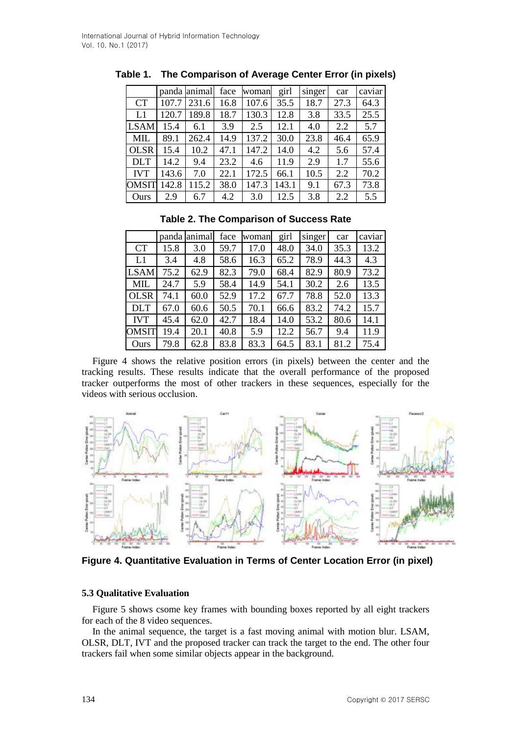**Table 1. The Comparison of Average Center Error (in pixels)**

| | panda | animal | face | woman | girl | singer | car | caviar |
|---|---|---|---|---|---|---|---|---|
| CT | 107.7 | 231.6 | 16.8 | 107.6 | 35.5 | 18.7 | 27.3 | 64.3 |
| L1 | 120.7 | 189.8 | 18.7 | 130.3 | 12.8 | 3.8 | 33.5 | 25.5 |
| LSAM | 15.4 | 6.1 | 3.9 | 2.5 | 12.1 | 4.0 | 2.2 | 5.7 |
| MIL | 89.1 | 262.4 | 14.9 | 137.2 | 30.0 | 23.8 | 46.4 | 65.9 |
| OLSR | 15.4 | 10.2 | 47.1 | 147.2 | 14.0 | 4.2 | 5.6 | 57.4 |
| DLT | 14.2 | 9.4 | 23.2 | 4.6 | 11.9 | 2.9 | 1.7 | 55.6 |
| IVT | 143.6 | 7.0 | 22.1 | 172.5 | 66.1 | 10.5 | 2.2 | 70.2 |
| OMSIT | 142.8 | 115.2 | 38.0 | 147.3 | 143.1 | 9.1 | 67.3 | 73.8 |
| Ours | 2.9 | 6.7 | 4.2 | 3.0 | 12.5 | 3.8 | 2.2 | 5.5 |

**Table 2. The Comparison of Success Rate**

| | panda | animal | face | woman | girl | singer | car | caviar |
|---|---|---|---|---|---|---|---|---|
| CT | 15.8 | 3.0 | 59.7 | 17.0 | 48.0 | 34.0 | 35.3 | 13.2 |
| L1 | 3.4 | 4.8 | 58.6 | 16.3 | 65.2 | 78.9 | 44.3 | 4.3 |
| LSAM | 75.2 | 62.9 | 82.3 | 79.0 | 68.4 | 82.9 | 80.9 | 73.2 |
| MIL | 24.7 | 5.9 | 58.4 | 14.9 | 54.1 | 30.2 | 2.6 | 13.5 |
| OLSR | 74.1 | 60.0 | 52.9 | 17.2 | 67.7 | 78.8 | 52.0 | 13.3 |
| DLT | 67.0 | 60.6 | 50.5 | 70.1 | 66.6 | 83.2 | 74.2 | 15.7 |
| IVT | 45.4 | 62.0 | 42.7 | 18.4 | 14.0 | 53.2 | 80.6 | 14.1 |
| OMSIT | 19.4 | 20.1 | 40.8 | 5.9 | 12.2 | 56.7 | 9.4 | 11.9 |
| Ours | 79.8 | 62.8 | 83.8 | 83.3 | 64.5 | 83.1 | 81.2 | 75.4 |

Figure 4 shows the relative position errors (in pixels) between the center and the tracking results. These results indicate that the overall performance of the proposed tracker outperforms the most of other trackers in these sequences, especially for the videos with serious occlusion.

**Figure 4. Quantitative Evaluation in Terms of Center Location Error (in pixel)**

### 5.3 Qualitative Evaluation

Figure 5 shows csome key frames with bounding boxes reported by all eight trackers for each of the 8 video sequences.

In the animal sequence, the target is a fast moving animal with motion blur. LSAM, OLSR, DLT, IVT and the proposed tracker can track the target to the end. The other four trackers fail when some similar objects appear in the background.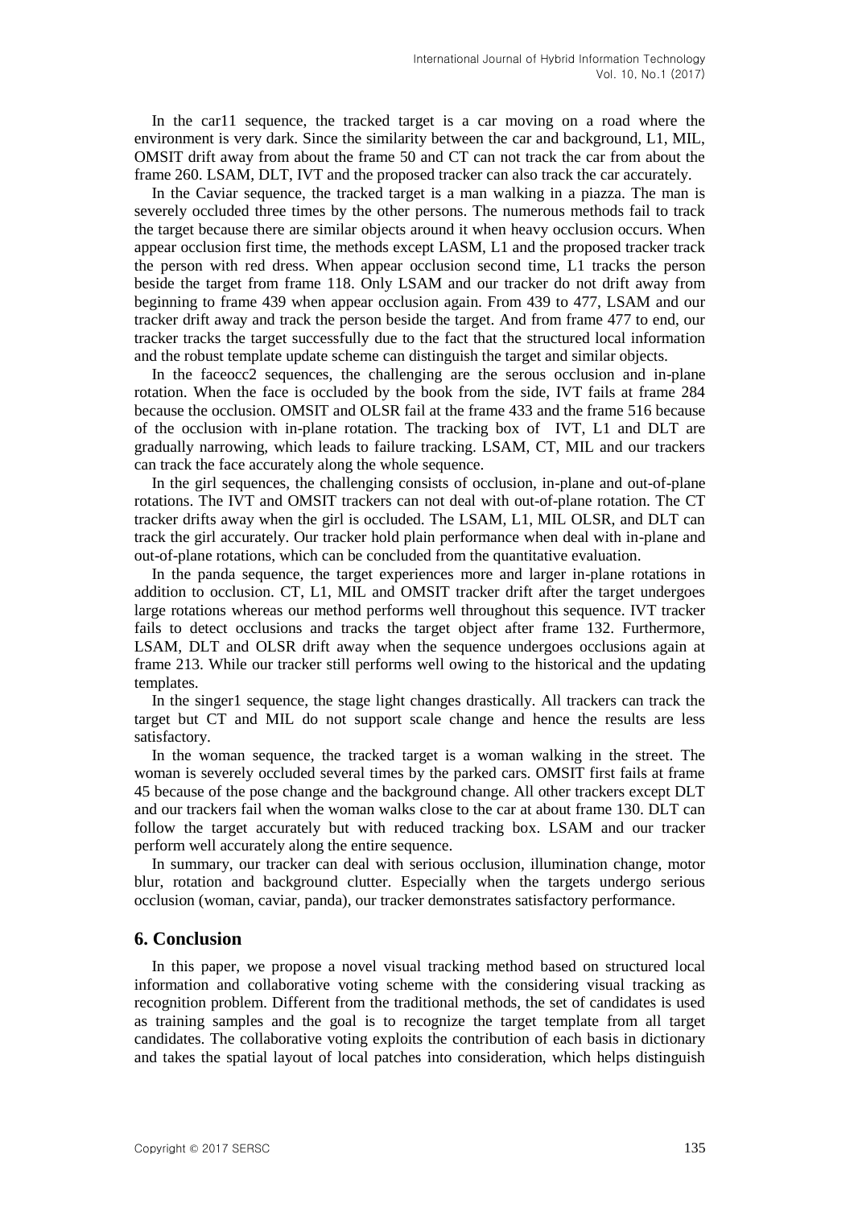In the car11 sequence, the tracked target is a car moving on a road where the environment is very dark. Since the similarity between the car and background, L1, MIL, OMSIT drift away from about the frame 50 and CT can not track the car from about the frame 260. LSAM, DLT, IVT and the proposed tracker can also track the car accurately.

In the Caviar sequence, the tracked target is a man walking in a piazza. The man is severely occluded three times by the other persons. The numerous methods fail to track the target because there are similar objects around it when heavy occlusion occurs. When appear occlusion first time, the methods except LASM, L1 and the proposed tracker track the person with red dress. When appear occlusion second time, L1 tracks the person beside the target from frame 118. Only LSAM and our tracker do not drift away from beginning to frame 439 when appear occlusion again. From 439 to 477, LSAM and our tracker drift away and track the person beside the target. And from frame 477 to end, our tracker tracks the target successfully due to the fact that the structured local information and the robust template update scheme can distinguish the target and similar objects.

In the faceocc2 sequences, the challenging are the serous occlusion and in-plane rotation. When the face is occluded by the book from the side, IVT fails at frame 284 because the occlusion. OMSIT and OLSR fail at the frame 433 and the frame 516 because of the occlusion with in-plane rotation. The tracking box of IVT, L1 and DLT are gradually narrowing, which leads to failure tracking. LSAM, CT, MIL and our trackers can track the face accurately along the whole sequence.

In the girl sequences, the challenging consists of occlusion, in-plane and out-of-plane rotations. The IVT and OMSIT trackers can not deal with out-of-plane rotation. The CT tracker drifts away when the girl is occluded. The LSAM, L1, MIL OLSR, and DLT can track the girl accurately. Our tracker hold plain performance when deal with in-plane and out-of-plane rotations, which can be concluded from the quantitative evaluation.

In the panda sequence, the target experiences more and larger in-plane rotations in addition to occlusion. CT, L1, MIL and OMSIT tracker drift after the target undergoes large rotations whereas our method performs well throughout this sequence. IVT tracker fails to detect occlusions and tracks the target object after frame 132. Furthermore, LSAM, DLT and OLSR drift away when the sequence undergoes occlusions again at frame 213. While our tracker still performs well owing to the historical and the updating templates.

In the singer1 sequence, the stage light changes drastically. All trackers can track the target but CT and MIL do not support scale change and hence the results are less satisfactory.

In the woman sequence, the tracked target is a woman walking in the street. The woman is severely occluded several times by the parked cars. OMSIT first fails at frame 45 because of the pose change and the background change. All other trackers except DLT and our trackers fail when the woman walks close to the car at about frame 130. DLT can follow the target accurately but with reduced tracking box. LSAM and our tracker perform well accurately along the entire sequence.

In summary, our tracker can deal with serious occlusion, illumination change, motor blur, rotation and background clutter. Especially when the targets undergo serious occlusion (woman, caviar, panda), our tracker demonstrates satisfactory performance.

## 6. Conclusion

In this paper, we propose a novel visual tracking method based on structured local information and collaborative voting scheme with the considering visual tracking as recognition problem. Different from the traditional methods, the set of candidates is used as training samples and the goal is to recognize the target template from all target candidates. The collaborative voting exploits the contribution of each basis in dictionary and takes the spatial layout of local patches into consideration, which helps distinguish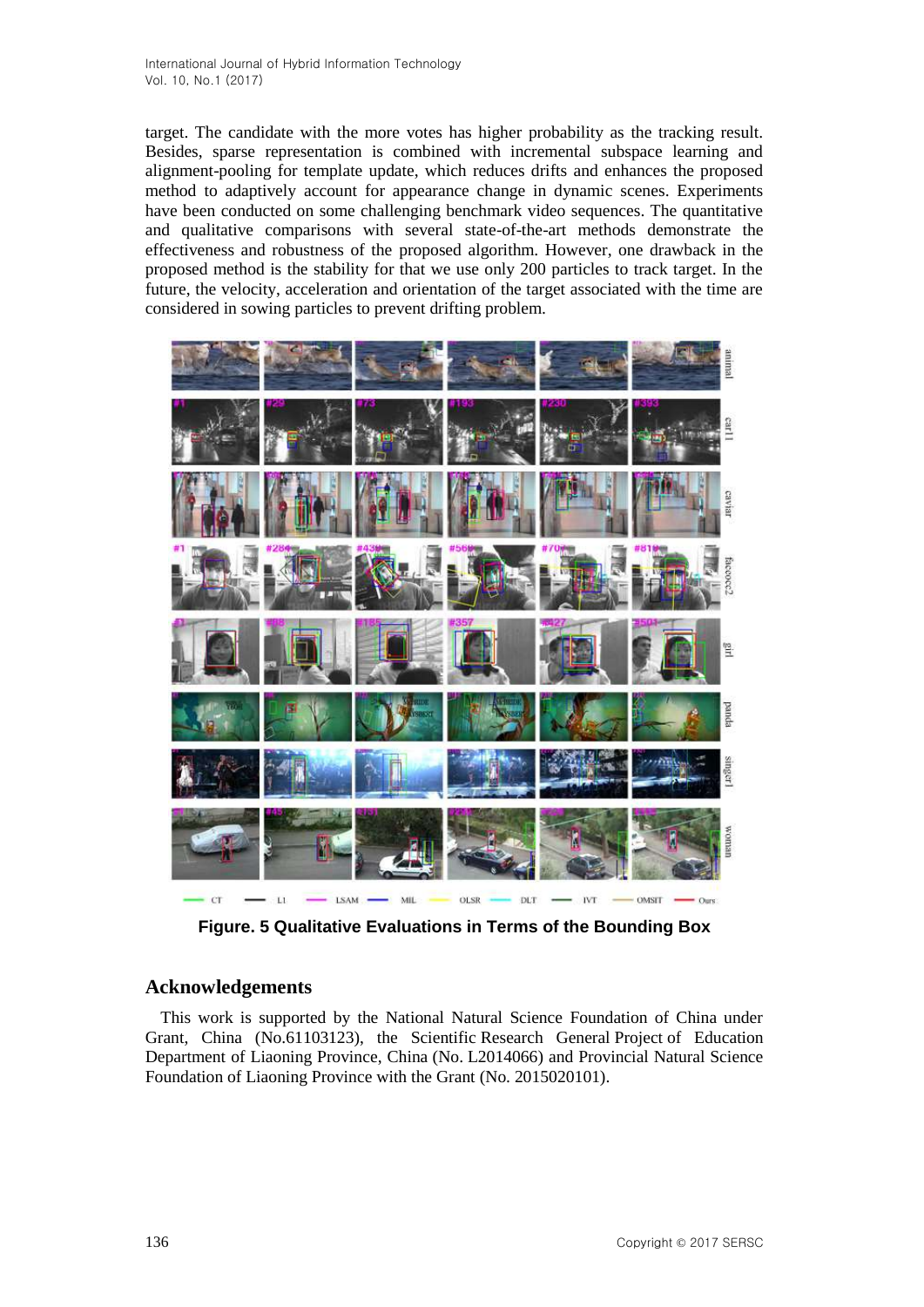target. The candidate with the more votes has higher probability as the tracking result. Besides, sparse representation is combined with incremental subspace learning and alignment-pooling for template update, which reduces drifts and enhances the proposed method to adaptively account for appearance change in dynamic scenes. Experiments have been conducted on some challenging benchmark video sequences. The quantitative and qualitative comparisons with several state-of-the-art methods demonstrate the effectiveness and robustness of the proposed algorithm. However, one drawback in the proposed method is the stability for that we use only 200 particles to track target. In the future, the velocity, acceleration and orientation of the target associated with the time are considered in sowing particles to prevent drifting problem.

animal

car11

caviar

faceocc2

girl

panda

singer1

woman

CT L1 LSAM MIL OLSR DLT IVT OMSIT Ours

**Figure. 5 Qualitative Evaluations in Terms of the Bounding Box**

## Acknowledgements

This work is supported by the National Natural Science Foundation of China under Grant, China (No.61103123), the Scientific Research General Project of Education Department of Liaoning Province, China (No. L2014066) and Provincial Natural Science Foundation of Liaoning Province with the Grant (No. 2015020101).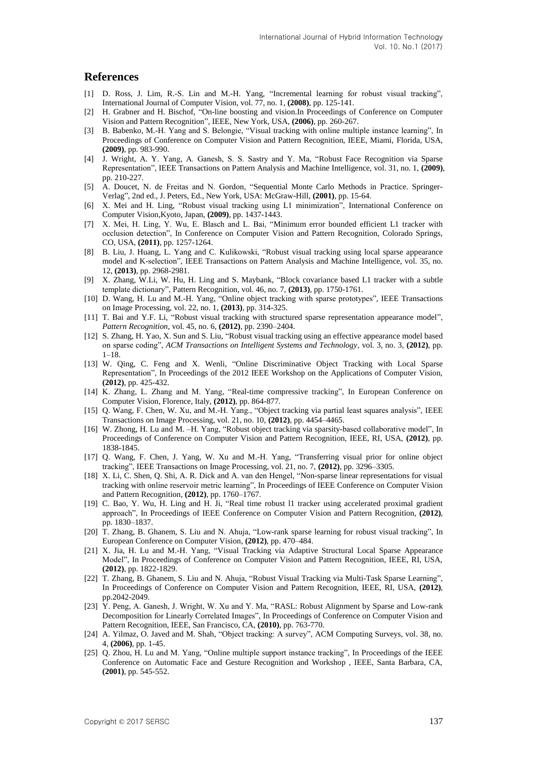## References

[1] D. Ross, J. Lim, R.-S. Lin and M.-H. Yang, "Incremental learning for robust visual tracking", International Journal of Computer Vision, vol. 77, no. 1, **(2008)**, pp. 125-141.

[2] H. Grabner and H. Bischof, "On-line boosting and vision.In Proceedings of Conference on Computer Vision and Pattern Recognition", IEEE, New York, USA, **(2006)**, pp. 260-267.

[3] B. Babenko, M.-H. Yang and S. Belongie, "Visual tracking with online multiple instance learning", In Proceedings of Conference on Computer Vision and Pattern Recognition, IEEE, Miami, Florida, USA, **(2009)**, pp. 983-990.

[4] J. Wright, A. Y. Yang, A. Ganesh, S. S. Sastry and Y. Ma, "Robust Face Recognition via Sparse Representation", IEEE Transactions on Pattern Analysis and Machine Intelligence, vol. 31, no. 1, **(2009)**, pp. 210-227.

[5] A. Doucet, N. de Freitas and N. Gordon, "Sequential Monte Carlo Methods in Practice. Springer-Verlag", 2nd ed., J. Peters, Ed., New York, USA: McGraw-Hill, **(2001)**, pp. 15-64.

[6] X. Mei and H. Ling, "Robust visual tracking using L1 minimization", International Conference on Computer Vision,Kyoto, Japan, **(2009)**, pp. 1437-1443.

[7] X. Mei, H. Ling, Y. Wu, E. Blasch and L. Bai, "Minimum error bounded efficient L1 tracker with occlusion detection", In Conference on Computer Vision and Pattern Recognition, Colorado Springs, CO, USA, **(2011)**, pp. 1257-1264.

[8] B. Liu, J. Huang, L. Yang and C. Kulikowski, "Robust visual tracking using local sparse appearance model and K-selection", IEEE Transactions on Pattern Analysis and Machine Intelligence, vol. 35, no. 12, **(2013)**, pp. 2968-2981.

[9] X. Zhang, W.Li, W. Hu, H. Ling and S. Maybank, "Block covariance based L1 tracker with a subtle template dictionary", Pattern Recognition, vol. 46, no. 7, **(2013)**, pp. 1750-1761.

[10] D. Wang, H. Lu and M.-H. Yang, "Online object tracking with sparse prototypes", IEEE Transactions on Image Processing, vol. 22, no. 1, **(2013)**, pp. 314-325.

[11] T. Bai and Y.F. Li, "Robust visual tracking with structured sparse representation appearance model", *Pattern Recognition*, vol. 45, no. 6, **(2012)**, pp. 2390–2404.

[12] S. Zhang, H. Yao, X. Sun and S. Liu, "Robust visual tracking using an effective appearance model based on sparse coding", *ACM Transactions on Intelligent Systems and Technology*, vol. 3, no. 3, **(2012)**, pp. 1–18.

[13] W. Qing, C. Feng and X. Wenli, "Online Discriminative Object Tracking with Local Sparse Representation", In Proceedings of the 2012 IEEE Workshop on the Applications of Computer Vision, **(2012)**, pp. 425-432.

[14] K. Zhang, L. Zhang and M. Yang, "Real-time compressive tracking", In European Conference on Computer Vision, Florence, Italy, **(2012)**, pp. 864-877.

[15] Q. Wang, F. Chen, W. Xu, and M.-H. Yang., "Object tracking via partial least squares analysis", IEEE Transactions on Image Processing, vol. 21, no. 10, **(2012)**, pp. 4454–4465.

[16] W. Zhong, H. Lu and M. –H. Yang, "Robust object tracking via sparsity-based collaborative model", In Proceedings of Conference on Computer Vision and Pattern Recognition, IEEE, RI, USA, **(2012)**, pp. 1838-1845.

[17] Q. Wang, F. Chen, J. Yang, W. Xu and M.-H. Yang, "Transferring visual prior for online object tracking", IEEE Transactions on Image Processing, vol. 21, no. 7, **(2012)**, pp. 3296–3305.

[18] X. Li, C. Shen, Q. Shi, A. R. Dick and A. van den Hengel, "Non-sparse linear representations for visual tracking with online reservoir metric learning", In Proceedings of IEEE Conference on Computer Vision and Pattern Recognition, **(2012)**, pp. 1760–1767.

[19] C. Bao, Y. Wu, H. Ling and H. Ji, "Real time robust l1 tracker using accelerated proximal gradient approach", In Proceedings of IEEE Conference on Computer Vision and Pattern Recognition, **(2012)**, pp. 1830–1837.

[20] T. Zhang, B. Ghanem, S. Liu and N. Ahuja, "Low-rank sparse learning for robust visual tracking", In European Conference on Computer Vision, **(2012)**, pp. 470–484.

[21] X. Jia, H. Lu and M.-H. Yang, "Visual Tracking via Adaptive Structural Local Sparse Appearance Model", In Proceedings of Conference on Computer Vision and Pattern Recognition, IEEE, RI, USA, **(2012)**, pp. 1822-1829.

[22] T. Zhang, B. Ghanem, S. Liu and N. Ahuja, "Robust Visual Tracking via Multi-Task Sparse Learning", In Proceedings of Conference on Computer Vision and Pattern Recognition, IEEE, RI, USA, **(2012)**, pp.2042-2049.

[23] Y. Peng, A. Ganesh, J. Wright, W. Xu and Y. Ma, "RASL: Robust Alignment by Sparse and Low-rank Decomposition for Linearly Correlated Images", In Proceedings of Conference on Computer Vision and Pattern Recognition, IEEE, San Francisco, CA, **(2010)**, pp. 763-770.

[24] A. Yilmaz, O. Javed and M. Shah, "Object tracking: A survey", ACM Computing Surveys, vol. 38, no. 4, **(2006)**, pp. 1-45.

[25] Q. Zhou, H. Lu and M. Yang, "Online multiple support instance tracking", In Proceedings of the IEEE Conference on Automatic Face and Gesture Recognition and Workshop , IEEE, Santa Barbara, CA, **(2001)**, pp. 545-552.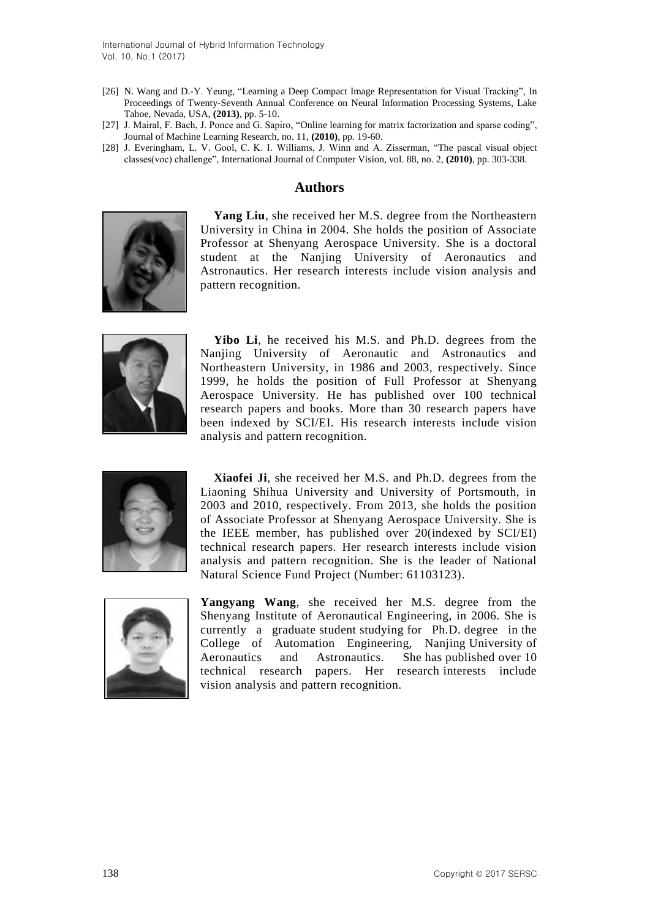[26] N. Wang and D.-Y. Yeung, "Learning a Deep Compact Image Representation for Visual Tracking", In Proceedings of Twenty-Seventh Annual Conference on Neural Information Processing Systems, Lake Tahoe, Nevada, USA, **(2013)**, pp. 5-10.

[27] J. Mairal, F. Bach, J. Ponce and G. Sapiro, "Online learning for matrix factorization and sparse coding", Journal of Machine Learning Research, no. 11, **(2010)**, pp. 19-60.

[28] J. Everingham, L. V. Gool, C. K. I. Williams, J. Winn and A. Zisserman, "The pascal visual object classes(voc) challenge", International Journal of Computer Vision, vol. 88, no. 2, **(2010)**, pp. 303-338.

## Authors

**Yang Liu**, she received her M.S. degree from the Northeastern University in China in 2004. She holds the position of Associate Professor at Shenyang Aerospace University. She is a doctoral student at the Nanjing University of Aeronautics and Astronautics. Her research interests include vision analysis and pattern recognition.

**Yibo Li**, he received his M.S. and Ph.D. degrees from the Nanjing University of Aeronautic and Astronautics and Northeastern University, in 1986 and 2003, respectively. Since 1999, he holds the position of Full Professor at Shenyang Aerospace University. He has published over 100 technical research papers and books. More than 30 research papers have been indexed by SCI/EI. His research interests include vision analysis and pattern recognition.

**Xiaofei Ji**, she received her M.S. and Ph.D. degrees from the Liaoning Shihua University and University of Portsmouth, in 2003 and 2010, respectively. From 2013, she holds the position of Associate Professor at Shenyang Aerospace University. She is the IEEE member, has published over 20(indexed by SCI/EI) technical research papers. Her research interests include vision analysis and pattern recognition. She is the leader of National Natural Science Fund Project (Number: 61103123).

**Yangyang Wang**, she received her M.S. degree from the Shenyang Institute of Aeronautical Engineering, in 2006. She is currently a graduate student studying for Ph.D. degree in the College of Automation Engineering, Nanjing University of Aeronautics and Astronautics. She has published over 10 technical research papers. Her research interests include vision analysis and pattern recognition.